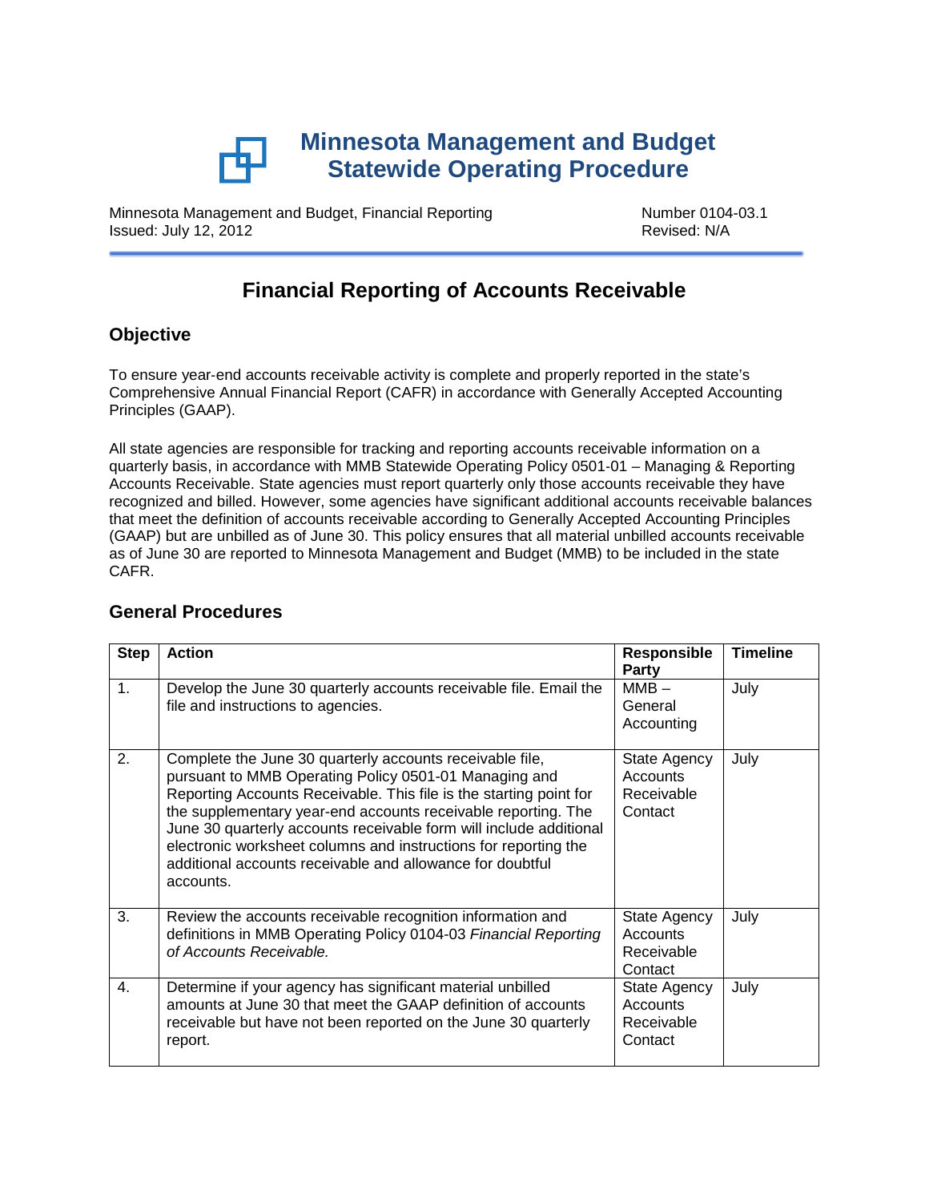# Minnesota Management and Budget
# Statewide Operating Procedure

Minnesota Management and Budget, Financial Reporting
Issued: July 12, 2012

Number 0104-03.1
Revised: N/A

## Financial Reporting of Accounts Receivable

### Objective

To ensure year-end accounts receivable activity is complete and properly reported in the state's Comprehensive Annual Financial Report (CAFR) in accordance with Generally Accepted Accounting Principles (GAAP).

All state agencies are responsible for tracking and reporting accounts receivable information on a quarterly basis, in accordance with MMB Statewide Operating Policy 0501-01 – Managing & Reporting Accounts Receivable. State agencies must report quarterly only those accounts receivable they have recognized and billed. However, some agencies have significant additional accounts receivable balances that meet the definition of accounts receivable according to Generally Accepted Accounting Principles (GAAP) but are unbilled as of June 30. This policy ensures that all material unbilled accounts receivable as of June 30 are reported to Minnesota Management and Budget (MMB) to be included in the state CAFR.

### General Procedures

| Step | Action | Responsible Party | Timeline |
|---|---|---|---|
| 1. | Develop the June 30 quarterly accounts receivable file. Email the file and instructions to agencies. | MMB – General Accounting | July |
| 2. | Complete the June 30 quarterly accounts receivable file, pursuant to MMB Operating Policy 0501-01 Managing and Reporting Accounts Receivable. This file is the starting point for the supplementary year-end accounts receivable reporting. The June 30 quarterly accounts receivable form will include additional electronic worksheet columns and instructions for reporting the additional accounts receivable and allowance for doubtful accounts. | State Agency Accounts Receivable Contact | July |
| 3. | Review the accounts receivable recognition information and definitions in MMB Operating Policy 0104-03 *Financial Reporting of Accounts Receivable.* | State Agency Accounts Receivable Contact | July |
| 4. | Determine if your agency has significant material unbilled amounts at June 30 that meet the GAAP definition of accounts receivable but have not been reported on the June 30 quarterly report. | State Agency Accounts Receivable Contact | July |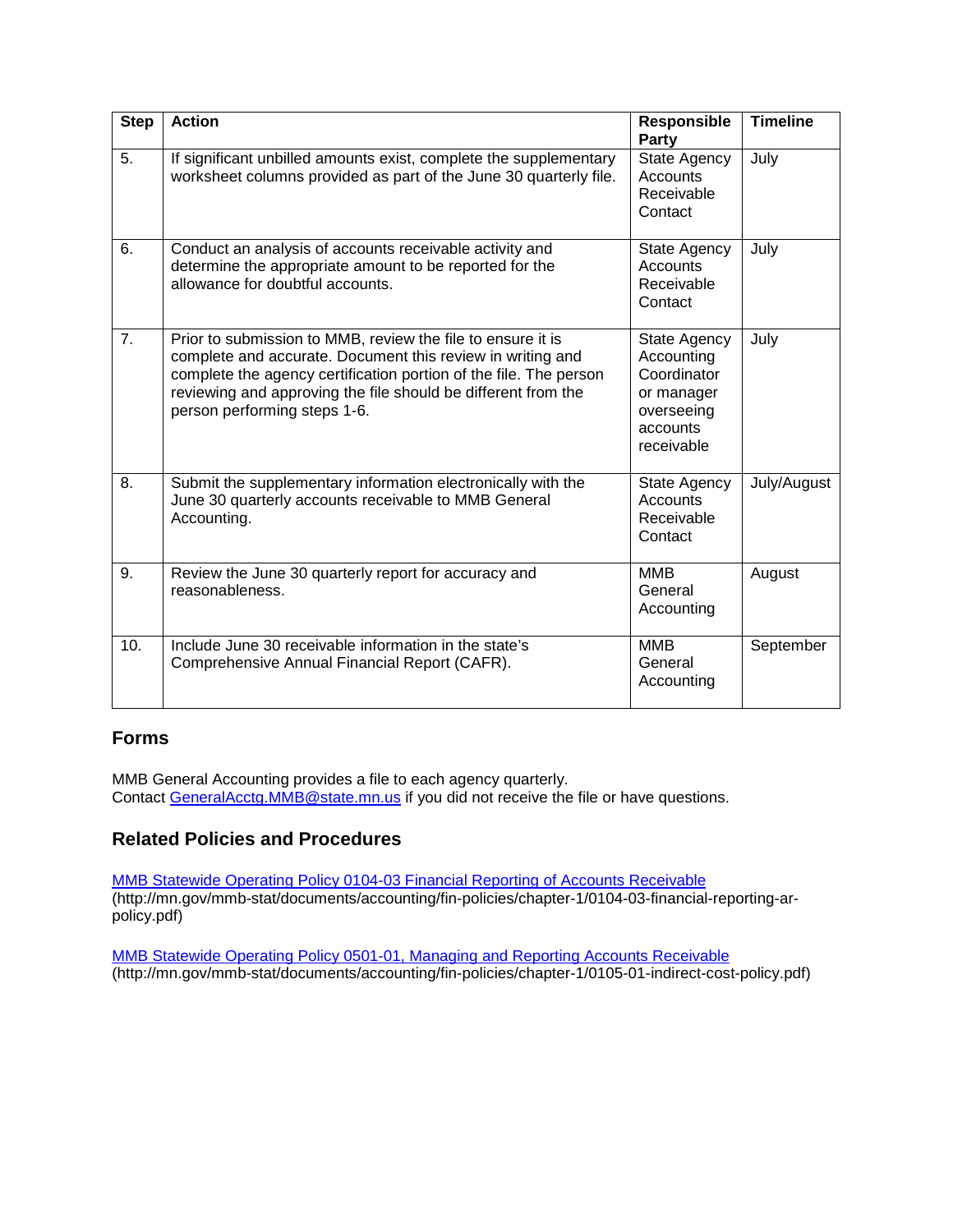| Step | Action | Responsible Party | Timeline |
|---|---|---|---|
| 5. | If significant unbilled amounts exist, complete the supplementary worksheet columns provided as part of the June 30 quarterly file. | State Agency Accounts Receivable Contact | July |
| 6. | Conduct an analysis of accounts receivable activity and determine the appropriate amount to be reported for the allowance for doubtful accounts. | State Agency Accounts Receivable Contact | July |
| 7. | Prior to submission to MMB, review the file to ensure it is complete and accurate. Document this review in writing and complete the agency certification portion of the file. The person reviewing and approving the file should be different from the person performing steps 1-6. | State Agency Accounting Coordinator or manager overseeing accounts receivable | July |
| 8. | Submit the supplementary information electronically with the June 30 quarterly accounts receivable to MMB General Accounting. | State Agency Accounts Receivable Contact | July/August |
| 9. | Review the June 30 quarterly report for accuracy and reasonableness. | MMB General Accounting | August |
| 10. | Include June 30 receivable information in the state's Comprehensive Annual Financial Report (CAFR). | MMB General Accounting | September |

## Forms

MMB General Accounting provides a file to each agency quarterly.
Contact GeneralAcctg.MMB@state.mn.us if you did not receive the file or have questions.

## Related Policies and Procedures

MMB Statewide Operating Policy 0104-03 Financial Reporting of Accounts Receivable
(http://mn.gov/mmb-stat/documents/accounting/fin-policies/chapter-1/0104-03-financial-reporting-ar-policy.pdf)

MMB Statewide Operating Policy 0501-01, Managing and Reporting Accounts Receivable
(http://mn.gov/mmb-stat/documents/accounting/fin-policies/chapter-1/0105-01-indirect-cost-policy.pdf)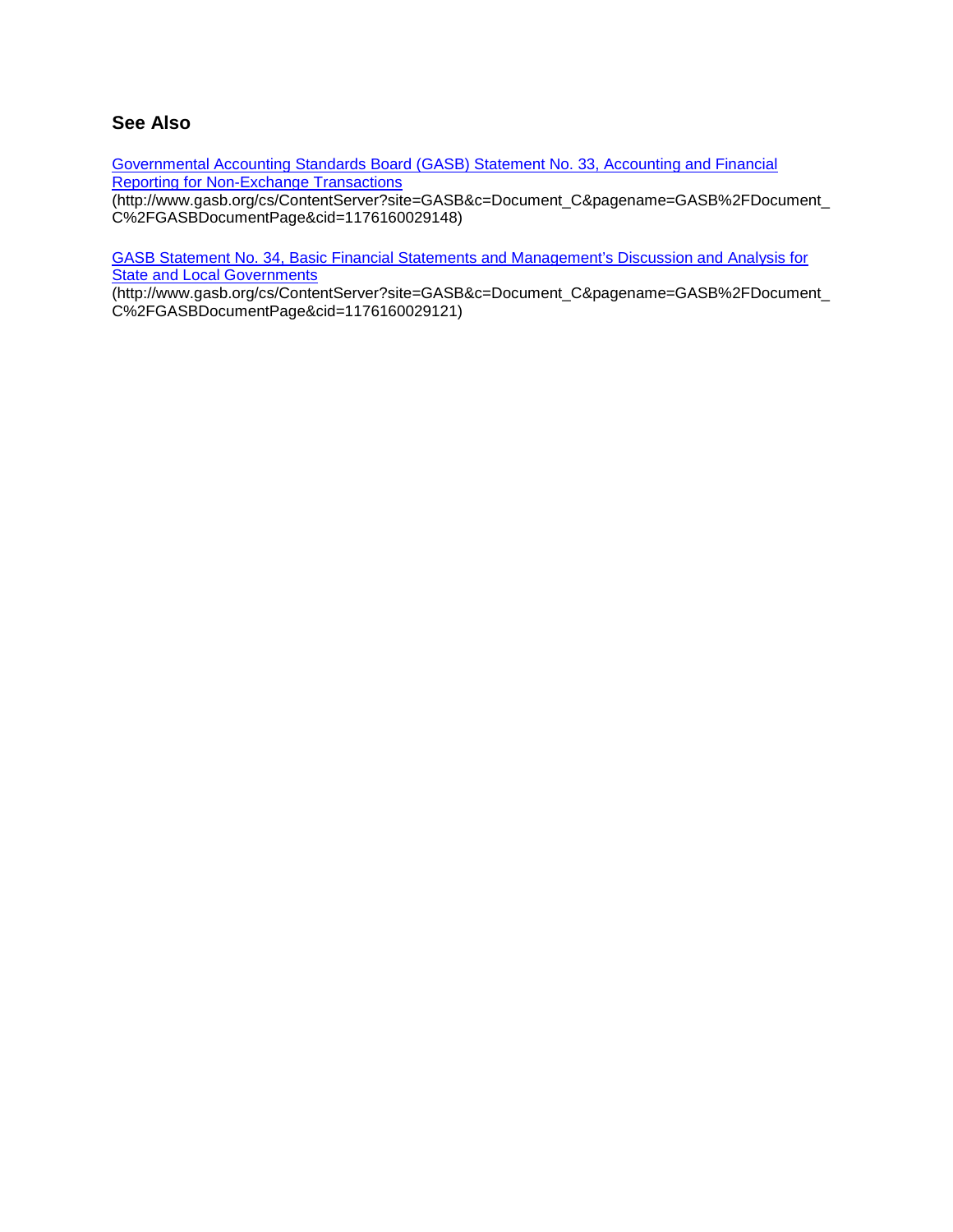## See Also

[Governmental Accounting Standards Board (GASB) Statement No. 33, Accounting and Financial Reporting for Non-Exchange Transactions](http://www.gasb.org/cs/ContentServer?site=GASB&c=Document_C&pagename=GASB%2FDocument_C%2FGASBDocumentPage&cid=1176160029148)
(http://www.gasb.org/cs/ContentServer?site=GASB&c=Document_C&pagename=GASB%2FDocument_C%2FGASBDocumentPage&cid=1176160029148)

[GASB Statement No. 34, Basic Financial Statements and Management's Discussion and Analysis for State and Local Governments](http://www.gasb.org/cs/ContentServer?site=GASB&c=Document_C&pagename=GASB%2FDocument_C%2FGASBDocumentPage&cid=1176160029121)
(http://www.gasb.org/cs/ContentServer?site=GASB&c=Document_C&pagename=GASB%2FDocument_C%2FGASBDocumentPage&cid=1176160029121)